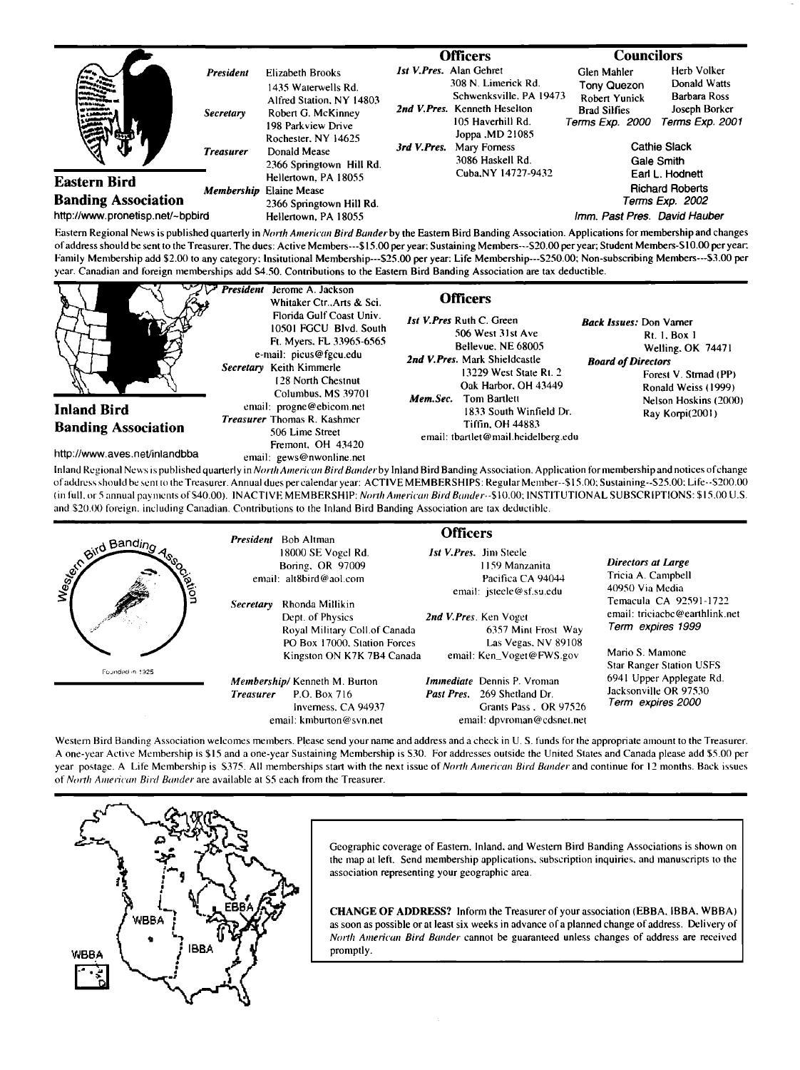## Eastern Bird Banding Association

http://www.pronetisp.net/~bpbird

*President* Elizabeth Brooks
1435 Waterwells Rd.
Alfred Station, NY 14803

*Secretary* Robert G. McKinney
198 Parkview Drive
Rochester, NY 14625

*Treasurer* Donald Mease
2366 Springtown Hill Rd.
Hellertown, PA 18055

*Membership* Elaine Mease
2366 Springtown Hill Rd.
Hellertown, PA 18055

### Officers

*1st V.Pres.* Alan Gehret
308 N. Limerick Rd.
Schwenksville, PA 19473

*2nd V.Pres.* Kenneth Heselton
105 Haverhill Rd.
Joppa ,MD 21085

*3rd V.Pres.* Mary Forness
3086 Haskell Rd.
Cuba,NY 14727-9432

### Councilors

Glen Mahler, Tony Quezon, Robert Yunick, Brad Silfies — *Terms Exp. 2000*

Herb Volker, Donald Watts, Barbara Ross, Joseph Borker — *Terms Exp. 2001*

Cathie Slack, Gale Smith, Earl L. Hodnett, Richard Roberts — *Terms Exp. 2002*

*Imm. Past Pres.* David Hauber

Eastern Regional News is published quarterly in *North American Bird Bander* by the Eastern Bird Banding Association. Applications for membership and changes of address should be sent to the Treasurer. The dues: Active Members---$15.00 per year; Sustaining Members---$20.00 per year; Student Members-$10.00 per year; Family Membership add $2.00 to any category; Insitutional Membership---$25.00 per year; Life Membership---$250.00; Non-subscribing Members---$3.00 per year. Canadian and foreign memberships add $4.50. Contributions to the Eastern Bird Banding Association are tax deductible.

---

## Inland Bird Banding Association

http://www.aves.net/inlandbba

*President* Jerome A. Jackson
Whitaker Ctr.,Arts & Sci.
Florida Gulf Coast Univ.
10501 FGCU Blvd. South
Ft. Myers, FL 33965-6565
e-mail: picus@fgcu.edu

*Secretary* Keith Kimmerle
128 North Chestnut
Columbus, MS 39701
email: progne@ebicom.net

*Treasurer* Thomas R. Kashmer
506 Lime Street
Fremont, OH 43420
email: gews@nwonline.net

### Officers

*1st V.Pres* Ruth C. Green
506 West 31st Ave
Bellevue, NE 68005

*2nd V.Pres.* Mark Shieldcastle
13229 West State Rt. 2
Oak Harbor, OH 43449

*Mem.Sec.* Tom Bartlett
1833 South Winfield Dr.
Tiffin, OH 44883
email: tbartlet@mail.heidelberg.edu

*Back Issues:* Don Varner
Rt. 1, Box 1
Welling, OK 74471

*Board of Directors*
Forest V. Strnad (PP)
Ronald Weiss (1999)
Nelson Hoskins (2000)
Ray Korpi(2001)

Inland Regional News is published quarterly in *North American Bird Bander* by Inland Bird Banding Association. Application for membership and notices of change of address should be sent to the Treasurer. Annual dues per calendar year: ACTIVE MEMBERSHIPS: Regular Member--$15.00; Sustaining--$25.00; Life--$200.00 (in full, or 5 annual payments of $40.00). INACTIVE MEMBERSHIP: *North American Bird Bander*--$10.00; INSTITUTIONAL SUBSCRIPTIONS: $15.00 U.S. and $20.00 foreign, including Canadian. Contributions to the Inland Bird Banding Association are tax deductible.

---

## Western Bird Banding Association

Founded in 1925

*President* Bob Altman
18000 SE Vogel Rd.
Boring, OR 97009
email: alt8bird@aol.com

*Secretary* Rhonda Millikin
Dept. of Physics
Royal Military Coll.of Canada
PO Box 17000, Station Forces
Kingston ON K7K 7B4 Canada

*Membership/Treasurer* Kenneth M. Burton
P.O. Box 716
Inverness, CA 94937
email: kmburton@svn.net

### Officers

*1st V.Pres.* Jim Steele
1159 Manzanita
Pacifica CA 94044
email: jsteele@sf.su.edu

*2nd V.Pres* Ken Voget
6357 Mint Frost Way
Las Vegas, NV 89108
email: Ken_Voget@FWS.gov

*Immediate Past Pres.* Dennis P. Vroman
269 Shetland Dr.
Grants Pass , OR 97526
email: dpvroman@cdsnet.net

*Directors at Large*

Tricia A. Campbell
40950 Via Media
Temacula CA 92591-1722
email: triciacbc@earthlink.net
*Term expires 1999*

Mario S. Mamone
Star Ranger Station USFS
6941 Upper Applegate Rd.
Jacksonville OR 97530
*Term expires 2000*

Western Bird Banding Association welcomes members. Please send your name and address and a check in U. S. funds for the appropriate amount to the Treasurer. A one-year Active Membership is $15 and a one-year Sustaining Membership is $30. For addresses outside the United States and Canada please add $5.00 per year postage. A Life Membership is $375. All memberships start with the next issue of *North American Bird Bander* and continue for 12 months. Back issues of *North American Bird Bander* are available at $5 each from the Treasurer.

---

WBBA — IBBA — EBBA

Geographic coverage of Eastern, Inland, and Western Bird Banding Associations is shown on the map at left. Send membership applications, subscription inquiries, and manuscripts to the association representing your geographic area.

**CHANGE OF ADDRESS?** Inform the Treasurer of your association (EBBA, IBBA, WBBA) as soon as possible or at least six weeks in advance of a planned change of address. Delivery of *North American Bird Bander* cannot be guaranteed unless changes of address are received promptly.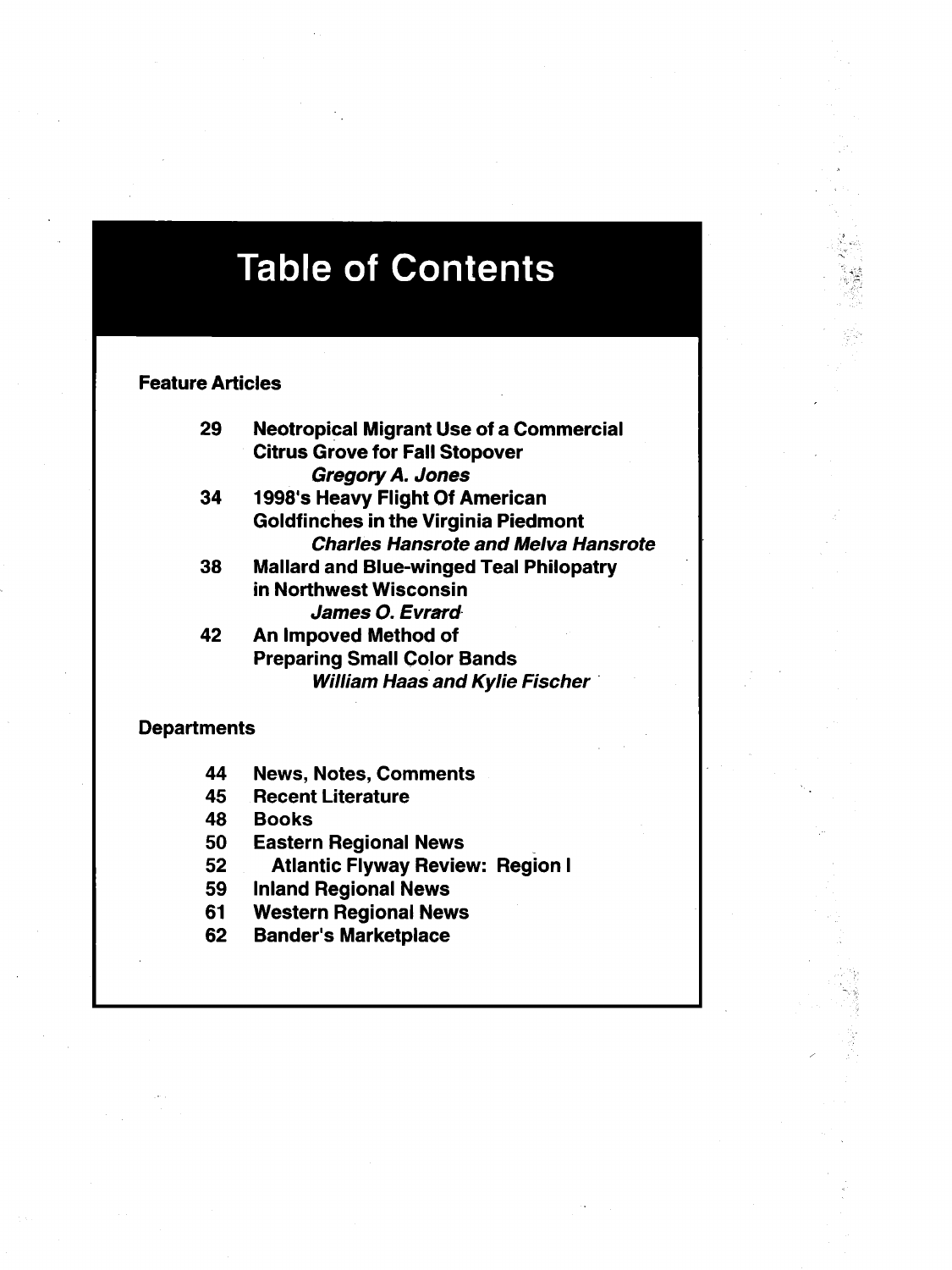# Table of Contents

## Feature Articles

29 **Neotropical Migrant Use of a Commercial Citrus Grove for Fall Stopover**
*Gregory A. Jones*

34 **1998's Heavy Flight Of American Goldfinches in the Virginia Piedmont**
*Charles Hansrote and Melva Hansrote*

38 **Mallard and Blue-winged Teal Philopatry in Northwest Wisconsin**
*James O. Evrard*

42 **An Impoved Method of Preparing Small Color Bands**
*William Haas and Kylie Fischer*

## Departments

44 News, Notes, Comments
45 Recent Literature
48 Books
50 Eastern Regional News
52 Atlantic Flyway Review: Region I
59 Inland Regional News
61 Western Regional News
62 Bander's Marketplace